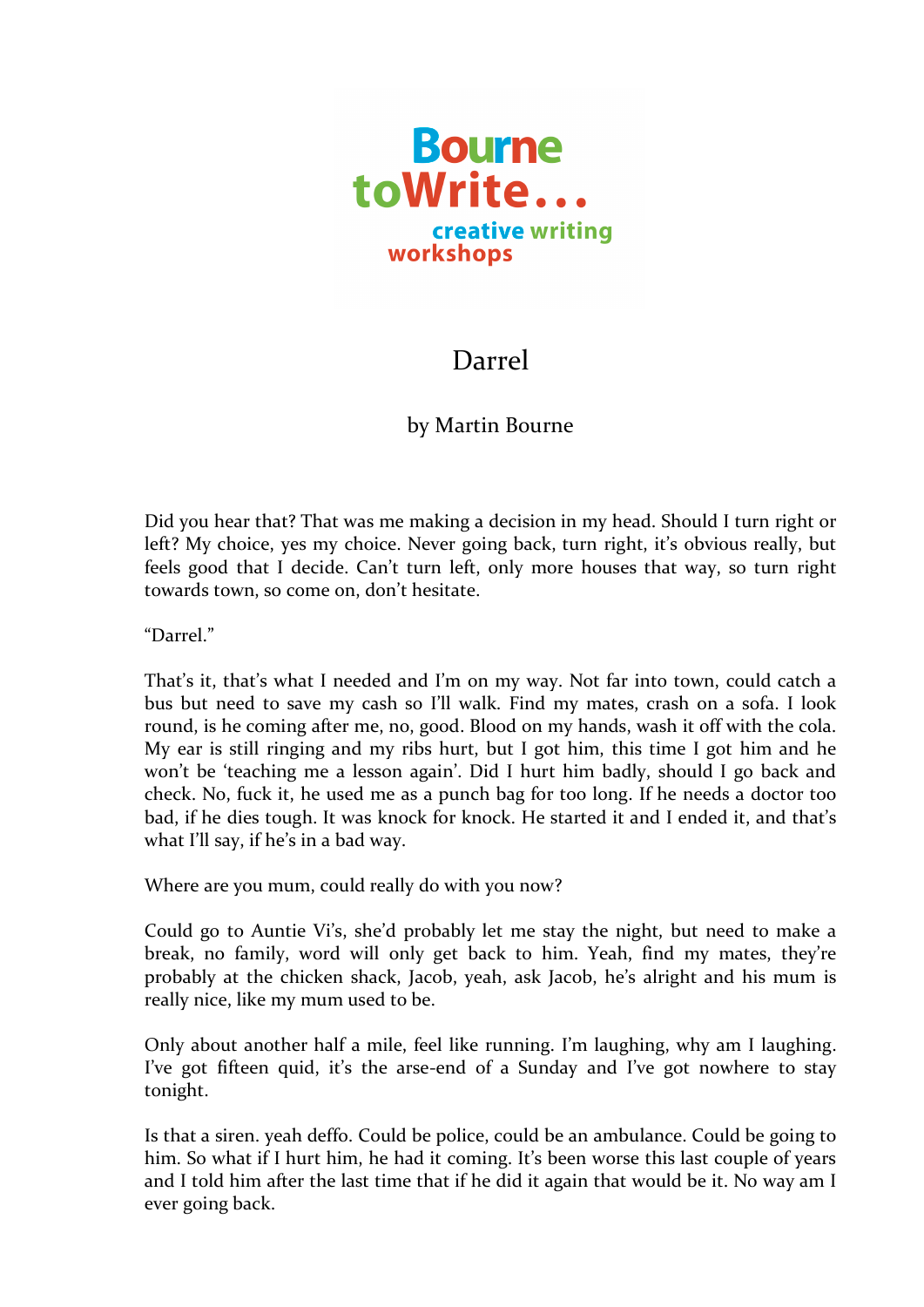Bourne toWrite...

creative writing workshops

# Darrel

by Martin Bourne

Did you hear that? That was me making a decision in my head. Should I turn right or left? My choice, yes my choice. Never going back, turn right, it's obvious really, but feels good that I decide. Can't turn left, only more houses that way, so turn right towards town, so come on, don't hesitate.

"Darrel."

That's it, that's what I needed and I'm on my way. Not far into town, could catch a bus but need to save my cash so I'll walk. Find my mates, crash on a sofa. I look round, is he coming after me, no, good. Blood on my hands, wash it off with the cola. My ear is still ringing and my ribs hurt, but I got him, this time I got him and he won't be 'teaching me a lesson again'. Did I hurt him badly, should I go back and check. No, fuck it, he used me as a punch bag for too long. If he needs a doctor too bad, if he dies tough. It was knock for knock. He started it and I ended it, and that's what I'll say, if he's in a bad way.

Where are you mum, could really do with you now?

Could go to Auntie Vi's, she'd probably let me stay the night, but need to make a break, no family, word will only get back to him. Yeah, find my mates, they're probably at the chicken shack, Jacob, yeah, ask Jacob, he's alright and his mum is really nice, like my mum used to be.

Only about another half a mile, feel like running. I'm laughing, why am I laughing. I've got fifteen quid, it's the arse-end of a Sunday and I've got nowhere to stay tonight.

Is that a siren. yeah deffo. Could be police, could be an ambulance. Could be going to him. So what if I hurt him, he had it coming. It's been worse this last couple of years and I told him after the last time that if he did it again that would be it. No way am I ever going back.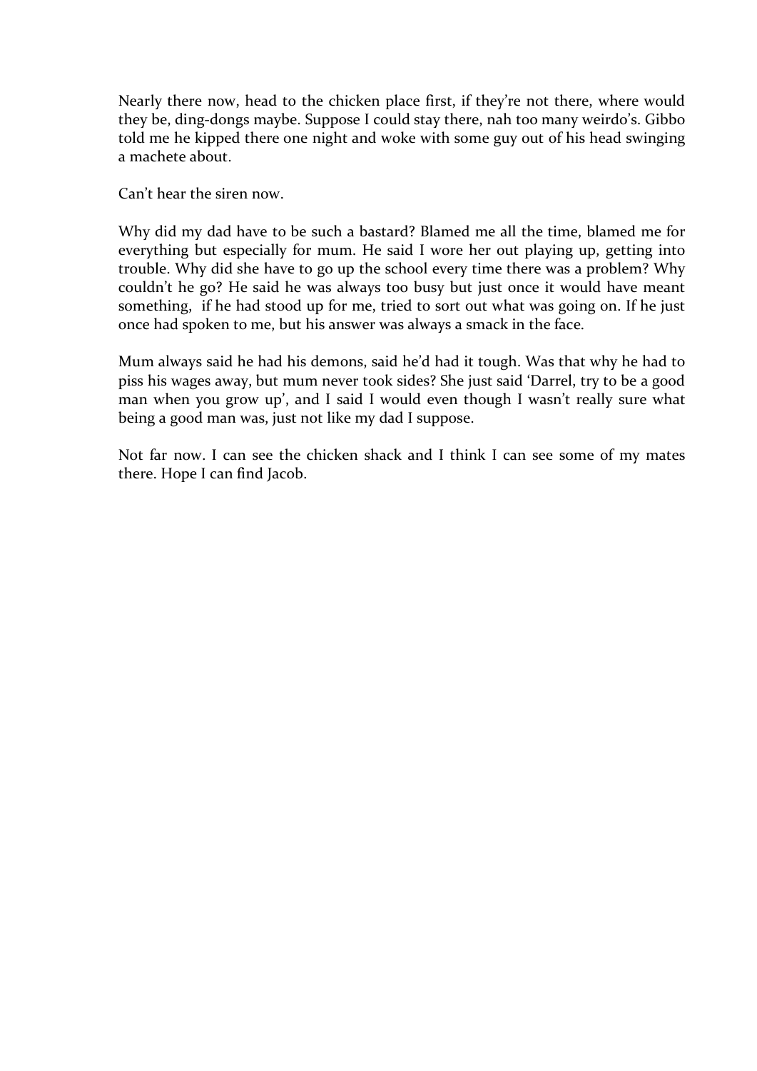Nearly there now, head to the chicken place first, if they're not there, where would they be, ding-dongs maybe. Suppose I could stay there, nah too many weirdo's. Gibbo told me he kipped there one night and woke with some guy out of his head swinging a machete about.

Can't hear the siren now.

Why did my dad have to be such a bastard? Blamed me all the time, blamed me for everything but especially for mum. He said I wore her out playing up, getting into trouble. Why did she have to go up the school every time there was a problem? Why couldn't he go? He said he was always too busy but just once it would have meant something, if he had stood up for me, tried to sort out what was going on. If he just once had spoken to me, but his answer was always a smack in the face.

Mum always said he had his demons, said he'd had it tough. Was that why he had to piss his wages away, but mum never took sides? She just said 'Darrel, try to be a good man when you grow up', and I said I would even though I wasn't really sure what being a good man was, just not like my dad I suppose.

Not far now. I can see the chicken shack and I think I can see some of my mates there. Hope I can find Jacob.